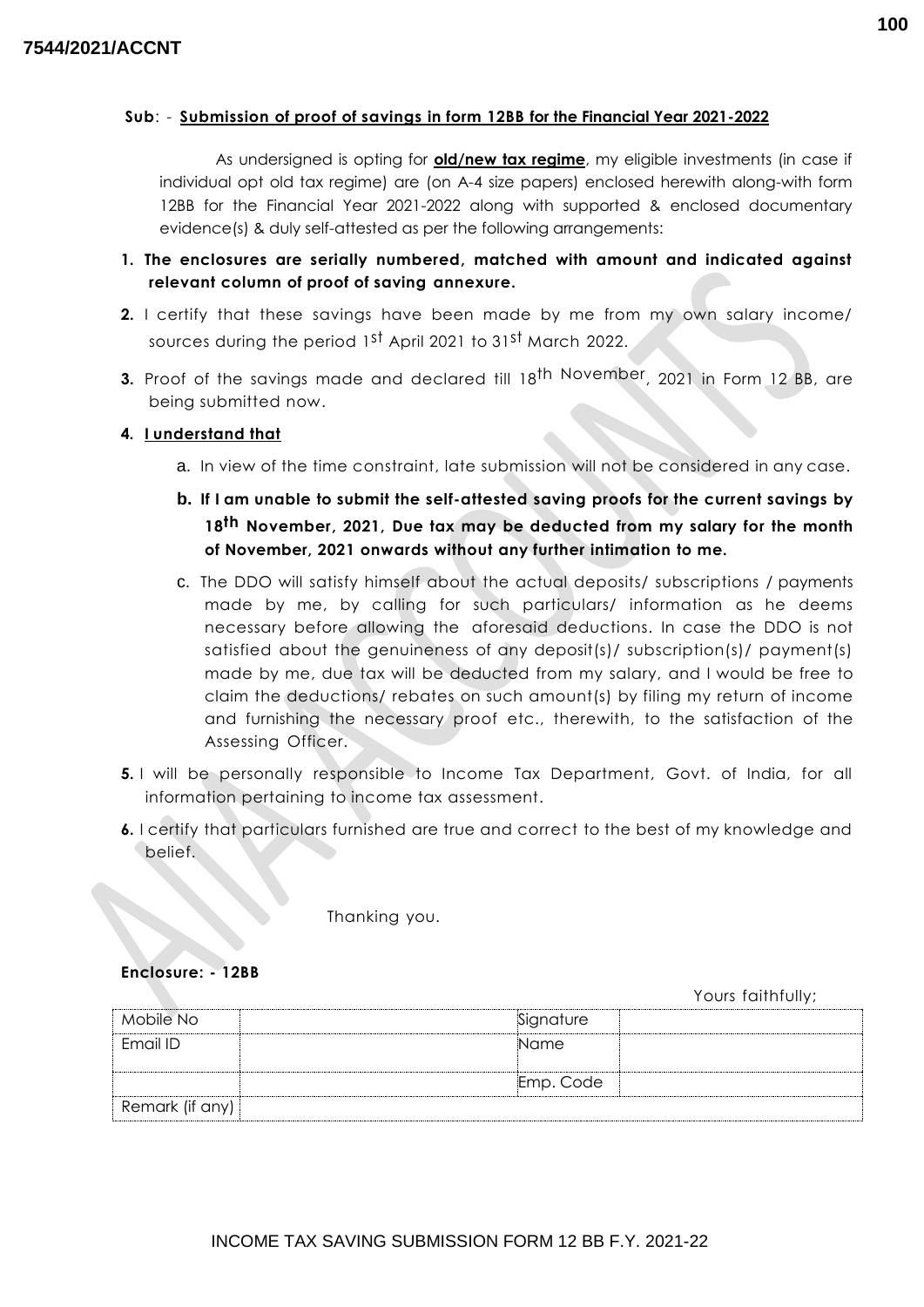7544/2021/ACCNT

**Sub**: - **Submission of proof of savings in form 12BB for the Financial Year 2021-2022**

As undersigned is opting for **old/new tax regime**, my eligible investments (in case if individual opt old tax regime) are (on A-4 size papers) enclosed herewith along-with form 12BB for the Financial Year 2021-2022 along with supported & enclosed documentary evidence(s) & duly self-attested as per the following arrangements:

1. **The enclosures are serially numbered, matched with amount and indicated against relevant column of proof of saving annexure.**
2. I certify that these savings have been made by me from my own salary income/ sources during the period 1st April 2021 to 31st March 2022.
3. Proof of the savings made and declared till 18th November, 2021 in Form 12 BB, are being submitted now.
4. **I understand that**
   a. In view of the time constraint, late submission will not be considered in any case.
   b. **If I am unable to submit the self-attested saving proofs for the current savings by 18th November, 2021, Due tax may be deducted from my salary for the month of November, 2021 onwards without any further intimation to me.**
   c. The DDO will satisfy himself about the actual deposits/ subscriptions / payments made by me, by calling for such particulars/ information as he deems necessary before allowing the aforesaid deductions. In case the DDO is not satisfied about the genuineness of any deposit(s)/ subscription(s)/ payment(s) made by me, due tax will be deducted from my salary, and I would be free to claim the deductions/ rebates on such amount(s) by filing my return of income and furnishing the necessary proof etc., therewith, to the satisfaction of the Assessing Officer.
5. I will be personally responsible to Income Tax Department, Govt. of India, for all information pertaining to income tax assessment.
6. I certify that particulars furnished are true and correct to the best of my knowledge and belief.

Thanking you.

**Enclosure: - 12BB**

Yours faithfully;

| Mobile No | | Signature | |
|---|---|---|---|
| Email ID | | Name | |
| | | Emp. Code | |
| Remark (if any) | | | |

INCOME TAX SAVING SUBMISSION FORM 12 BB F.Y. 2021-22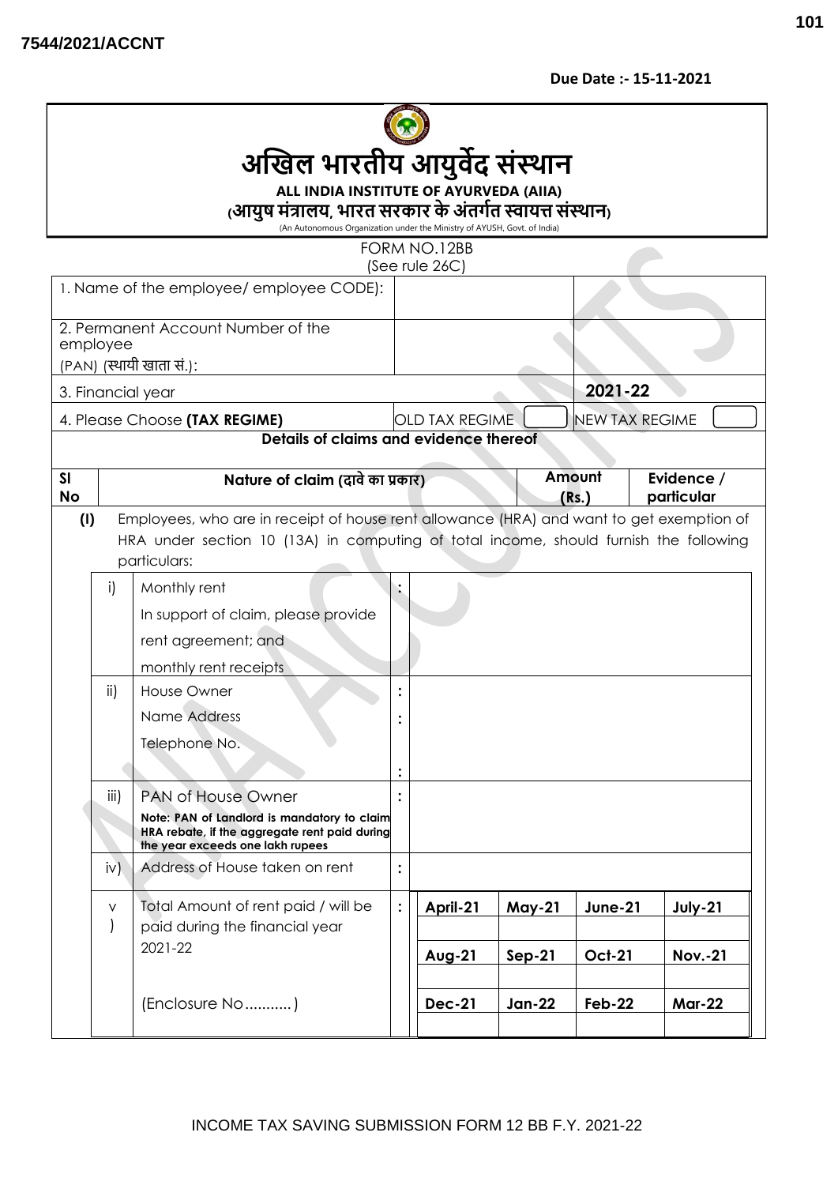7544/2021/ACCNT

**Due Date :- 15-11-2021**

# अखिल भारतीय आयुर्वेद संस्थान

**ALL INDIA INSTITUTE OF AYURVEDA (AIIA)**

**(आयुष मंत्रालय, भारत सरकार के अंतर्गत स्वायत्त संस्थान)**

(An Autonomous Organization under the Ministry of AYUSH, Govt. of India)

FORM NO.12BB
(See rule 26C)

| | | |
|---|---|---|
| 1. Name of the employee/ employee CODE): | | |
| 2. Permanent Account Number of the employee (PAN) (स्थायी खाता सं.): | | |
| 3. Financial year | | 2021-22 |
| 4. Please Choose **(TAX REGIME)** | OLD TAX REGIME [ ] | NEW TAX REGIME [ ] |

**Details of claims and evidence thereof**

| Sl No | Nature of claim (दावे का प्रकार) | Amount (Rs.) | Evidence / particular |
|---|---|---|---|

**(I)** Employees, who are in receipt of house rent allowance (HRA) and want to get exemption of HRA under section 10 (13A) in computing of total income, should furnish the following particulars:

| | | | |
|---|---|---|---|
| i) | Monthly rent<br>In support of claim, please provide rent agreement; and monthly rent receipts | : | |
| ii) | House Owner<br>Name Address<br>Telephone No. | :<br>:<br>: | |
| iii) | PAN of House Owner<br>**Note: PAN of Landlord is mandatory to claim HRA rebate, if the aggregate rent paid during the year exceeds one lakh rupees** | : | |
| iv) | Address of House taken on rent | : | |
| v) | Total Amount of rent paid / will be paid during the financial year 2021-22<br><br>(Enclosure No...........) | : | |

| April-21 | May-21 | June-21 | July-21 |
|---|---|---|---|
| | | | |
| **Aug-21** | **Sep-21** | **Oct-21** | **Nov.-21** |
| | | | |
| **Dec-21** | **Jan-22** | **Feb-22** | **Mar-22** |
| | | | |

INCOME TAX SAVING SUBMISSION FORM 12 BB F.Y. 2021-22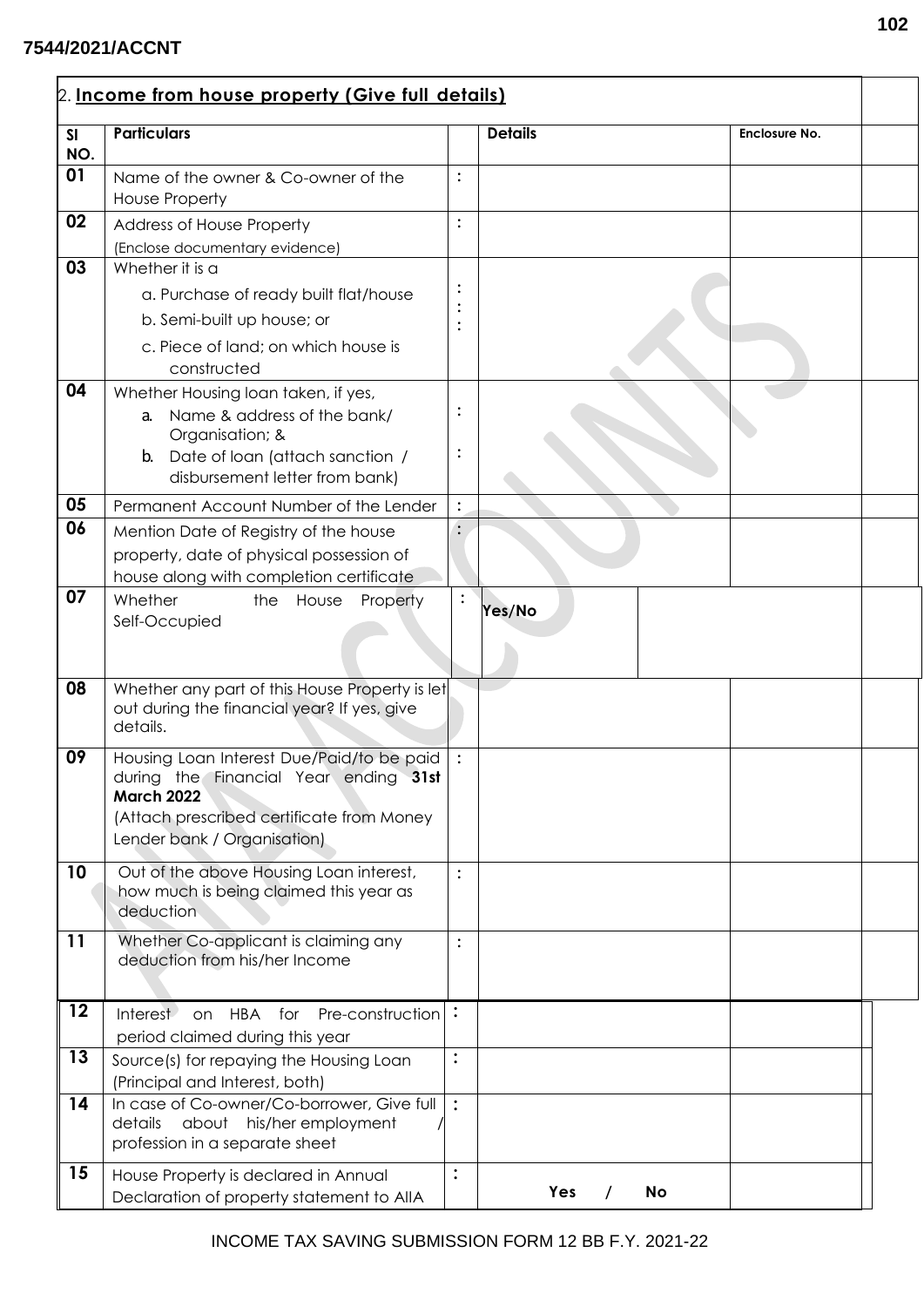7544/2021/ACCNT

## 2. Income from house property (Give full details)

| Sl NO. | Particulars | | Details | Enclosure No. |
|---|---|---|---|---|
| 01 | Name of the owner & Co-owner of the House Property | : | | |
| 02 | Address of House Property (Enclose documentary evidence) | : | | |
| 03 | Whether it is a<br>a. Purchase of ready built flat/house<br>b. Semi-built up house; or<br>c. Piece of land; on which house is constructed | :<br>:<br>: | | |
| 04 | Whether Housing loan taken, if yes,<br>a. Name & address of the bank/ Organisation; &<br>b. Date of loan (attach sanction / disbursement letter from bank) | :<br>: | | |
| 05 | Permanent Account Number of the Lender | : | | |
| 06 | Mention Date of Registry of the house property, date of physical possession of house along with completion certificate | : | | |
| 07 | Whether the House Property Self-Occupied | : | **Yes/No** | |
| 08 | Whether any part of this House Property is let out during the financial year? If yes, give details. | | | |
| 09 | Housing Loan Interest Due/Paid/to be paid during the Financial Year ending **31st March 2022**<br>(Attach prescribed certificate from Money Lender bank / Organisation) | : | | |
| 10 | Out of the above Housing Loan interest, how much is being claimed this year as deduction | : | | |
| 11 | Whether Co-applicant is claiming any deduction from his/her Income | : | | |
| 12 | Interest on HBA for Pre-construction period claimed during this year | : | | |
| 13 | Source(s) for repaying the Housing Loan (Principal and Interest, both) | : | | |
| 14 | In case of Co-owner/Co-borrower, Give full details about his/her employment / profession in a separate sheet | : | | |
| 15 | House Property is declared in Annual Declaration of property statement to AIIA | : | **Yes / No** | |

INCOME TAX SAVING SUBMISSION FORM 12 BB F.Y. 2021-22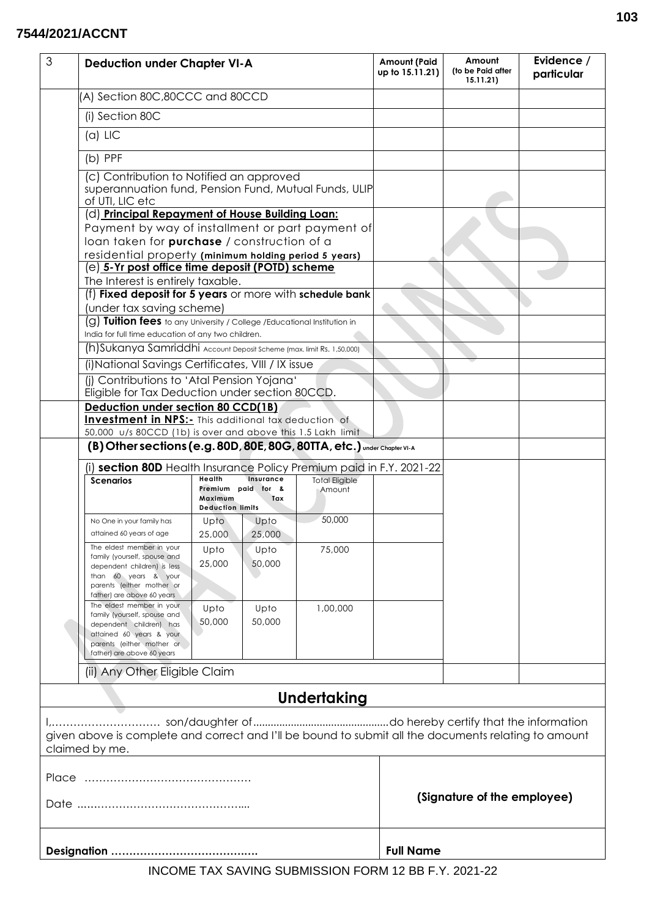| 3 | Deduction under Chapter VI-A | Amount (Paid up to 15.11.21) | Amount (to be Paid after 15.11.21) | Evidence / particular |
|---|---|---|---|---|
| | (A) Section 80C,80CCC and 80CCD | | | |
| | (i) Section 80C | | | |
| | (a) LIC | | | |
| | (b) PPF | | | |
| | (c) Contribution to Notified an approved superannuation fund, Pension Fund, Mutual Funds, ULIP of UTI, LIC etc | | | |
| | (d) **Principal Repayment of House Building Loan:** Payment by way of installment or part payment of loan taken for **purchase** / construction of a residential property **(minimum holding period 5 years)** | | | |
| | (e) **5-Yr post office time deposit (POTD) scheme** The Interest is entirely taxable. | | | |
| | (f) **Fixed deposit for 5 years** or more with **schedule bank** (under tax saving scheme) | | | |
| | (g) **Tuition fees** to any University / College /Educational Institution in India for full time education of any two children. | | | |
| | (h)Sukanya Samriddhi Account Deposit Scheme (max. limit Rs. 1,50,000) | | | |
| | (i)National Savings Certificates, VIII / IX issue | | | |
| | (j) Contributions to 'Atal Pension Yojana' Eligible for Tax Deduction under section 80CCD. | | | |
| | **Deduction under section 80 CCD(1B)** **Investment in NPS:-** This additional tax deduction of 50,000 u/s 80CCD (1b) is over and above this 1.5 Lakh limit | | | |
| | **(B) Other sections (e.g. 80D, 80E, 80G, 80TTA, etc.)** under Chapter VI-A | | | |
| | (i) **section 80D** Health Insurance Policy Premium paid in F.Y. 2021-22 | | | |
| | (ii) Any Other Eligible Claim | | | |

| Scenarios | Health Insurance Premium paid for & Maximum Tax Deduction limits | | Total Eligible Amount | |
|---|---|---|---|---|
| No One in your family has attained 60 years of age | Upto 25,000 | Upto 25,000 | 50,000 | |
| The eldest member in your family (yourself, spouse and dependent children) is less than 60 years & your parents (either mother or father) are above 60 years | Upto 25,000 | Upto 50,000 | 75,000 | |
| The eldest member in your family (yourself, spouse and dependent children) has attained 60 years & your parents (either mother or father) are above 60 years | Upto 50,000 | Upto 50,000 | 1,00,000 | |

## Undertaking

I,………………………… son/daughter of..............................................do hereby certify that the information given above is complete and correct and I'll be bound to submit all the documents relating to amount claimed by me.

Place ………………………………………

Date ..…………………………………....

**(Signature of the employee)**

**Designation ………………………….……**

**Full Name**

INCOME TAX SAVING SUBMISSION FORM 12 BB F.Y. 2021-22